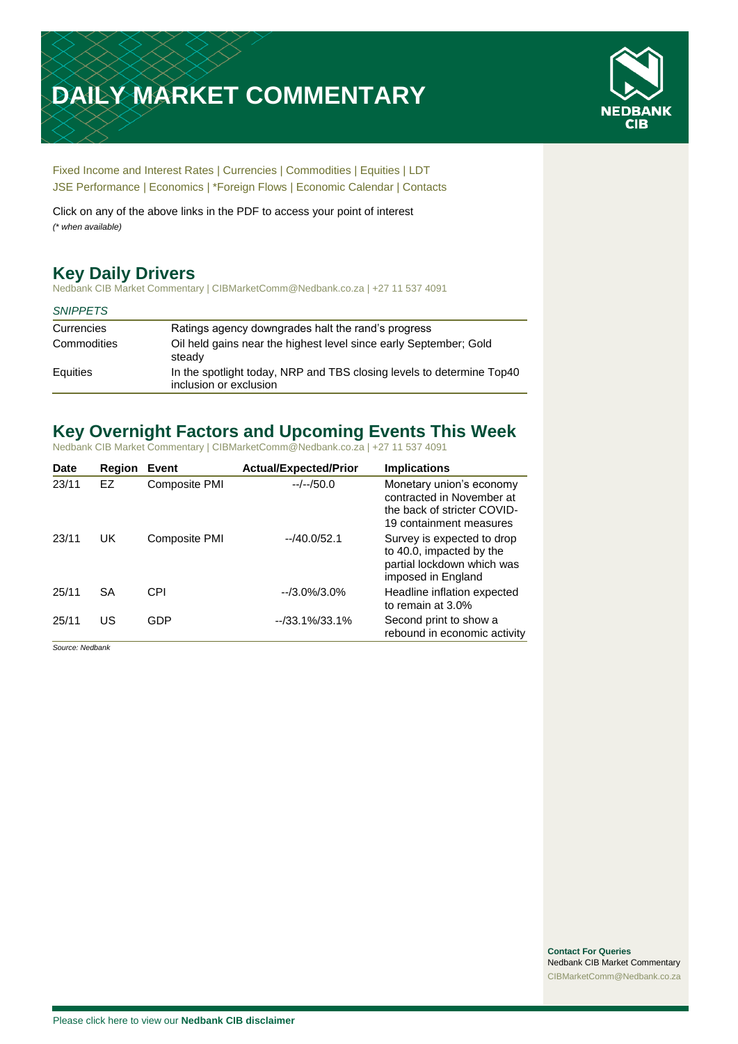# DAILY MARKET COMMENTARY

NEDBANK CIB

Fixed Income and Interest Rates | Currencies | Commodities | Equities | LDT
JSE Performance | Economics | *Foreign Flows | Economic Calendar | Contacts

Click on any of the above links in the PDF to access your point of interest
*(* when available)*

## Key Daily Drivers

Nedbank CIB Market Commentary | CIBMarketComm@Nedbank.co.za | +27 11 537 4091

| *SNIPPETS* | |
|---|---|
| Currencies | Ratings agency downgrades halt the rand's progress |
| Commodities | Oil held gains near the highest level since early September; Gold steady |
| Equities | In the spotlight today, NRP and TBS closing levels to determine Top40 inclusion or exclusion |

## Key Overnight Factors and Upcoming Events This Week

Nedbank CIB Market Commentary | CIBMarketComm@Nedbank.co.za | +27 11 537 4091

| Date | Region | Event | Actual/Expected/Prior | Implications |
|---|---|---|---|---|
| 23/11 | EZ | Composite PMI | --/--/50.0 | Monetary union's economy contracted in November at the back of stricter COVID-19 containment measures |
| 23/11 | UK | Composite PMI | --/40.0/52.1 | Survey is expected to drop to 40.0, impacted by the partial lockdown which was imposed in England |
| 25/11 | SA | CPI | --/3.0%/3.0% | Headline inflation expected to remain at 3.0% |
| 25/11 | US | GDP | --/33.1%/33.1% | Second print to show a rebound in economic activity |

*Source: Nedbank*

**Contact For Queries**
Nedbank CIB Market Commentary
CIBMarketComm@Nedbank.co.za

Please click here to view our **Nedbank CIB disclaimer**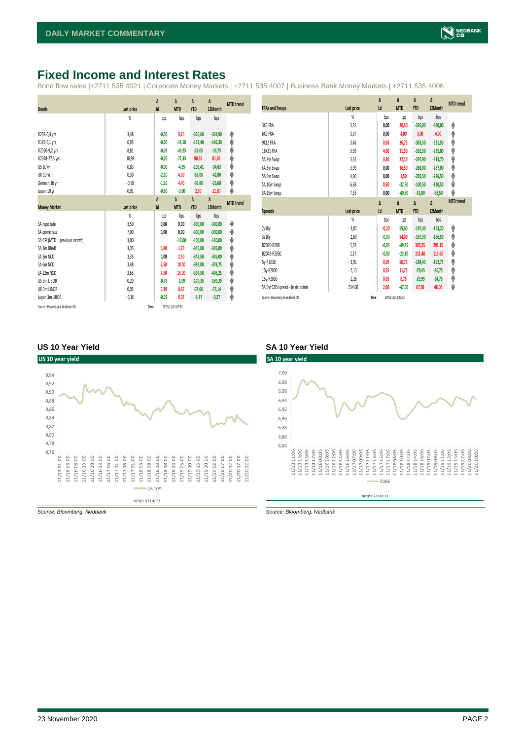# Fixed Income and Interest Rates

Bond flow sales |+2711 535 4021 | Corporate Money Markets | +2711 535 4007 | Business Bank Money Markets | +2711 535 4006

| Bonds | Last price | Δ 1d | Δ MTD | Δ YTD | Δ 12Month | MTD trend |
|---|---|---|---|---|---|---|
| | % | bps | bps | bps | bps | |
| R208-0,4 yrs | 3,48 | -0,00 | 0,10 | -326,60 | -324,90 | ↑ |
| R186-6,1 yrs | 6,93 | -0,00 | -14,10 | -131,40 | -146,30 | ↓ |
| R2030-9,2 yrs | 8,81 | -0,05 | -49,25 | -21,05 | -33,75 | ↓ |
| R2048-27,3 yrs | 10,98 | -0,05 | -72,35 | 90,35 | 81,85 | ↓ |
| US 10 yr | 0,83 | -0,00 | -4,95 | -109,41 | -94,63 | ↓ |
| UK 10 yr | 0,30 | -2,10 | 4,00 | -52,00 | -42,80 | ↑ |
| German 10 yr | -0,58 | -1,20 | 4,40 | -39,80 | -23,60 | ↑ |
| Japan 10 yr | 0,01 | -0,60 | -3,00 | 2,30 | 11,80 | ↓ |

| Money Market | Last price | Δ 1d | Δ MTD | Δ YTD | Δ 12Month | MTD trend |
|---|---|---|---|---|---|---|
| | % | bps | bps | bps | bps | |
| SA repo rate | 3,50 | 0,00 | 0,00 | -300,00 | -300,00 | → |
| SA prime rate | 7,00 | 0,00 | 0,00 | -300,00 | -300,00 | → |
| SA CPI (MTD = previous month) | 3,00 | | -10,00 | -100,00 | -110,00 | ↓ |
| SA 3m JIBAR | 3,35 | 0,80 | 1,70 | -345,00 | -345,00 | ↑ |
| SA 3m NCD | 3,35 | 0,00 | 2,50 | -347,50 | -345,00 | ↑ |
| SA 6m NCD | 3,48 | 2,50 | 10,00 | -385,00 | -378,75 | ↑ |
| SA 12m NCD | 3,65 | 7,50 | 15,00 | -397,50 | -406,25 | ↑ |
| US 3m LIBOR | 0,20 | -0,78 | -1,09 | -170,35 | -169,39 | ↓ |
| UK 3m LIBOR | 0,05 | 0,39 | 0,65 | -74,06 | -75,14 | ↑ |
| Japan 3m LIBOR | -0,10 | -0,02 | 0,07 | -5,47 | -0,27 | ↑ |

*Source: Bloomberg & Nedbank CIB* Time 2020/11/23 07:33

| FRAs and Swaps | Last price | Δ 1d | Δ MTD | Δ YTD | Δ 12Month | MTD trend |
|---|---|---|---|---|---|---|
| | % | bps | bps | bps | bps | |
| 3X6 FRA | 3,35 | 0,00 | 20,50 | -326,00 | -340,00 | ↑ |
| 6X9 FRA | 3,37 | 0,00 | 4,00 | 3,00 | 4,00 | ↑ |
| 9X12 FRA | 3,46 | 0,50 | 26,75 | -303,50 | -321,50 | ↑ |
| 18X21 FRA | 3,95 | 4,00 | 31,50 | -262,50 | -285,00 | ↑ |
| SA 2yr Swap | 3,61 | 0,30 | 22,10 | -297,90 | -313,70 | ↑ |
| SA 3yr Swap | 3,99 | 0,00 | 16,50 | -268,00 | -287,00 | ↑ |
| SA 5yr Swap | 4,90 | 0,00 | 1,50 | -205,50 | -226,50 | ↑ |
| SA 10yr Swap | 6,68 | 0,50 | -37,50 | -100,50 | -120,50 | ↓ |
| SA 15yr Swap | 7,55 | 0,00 | -40,50 | -51,00 | -68,50 | ↓ |

| Spreads | Last price | Δ 1d | Δ MTD | Δ YTD | Δ 12Month | MTD trend |
|---|---|---|---|---|---|---|
| | % | bps | bps | bps | bps | |
| 2v10y | -3,07 | -0,20 | 59,60 | -197,40 | -193,20 | ↑ |
| 3v10y | -2,69 | -0,50 | 54,00 | -167,50 | -166,50 | ↑ |
| R2030-R208 | 5,33 | -0,05 | -49,35 | 305,55 | 291,15 | ↓ |
| R2048-R2030 | 2,17 | -0,00 | -23,10 | 111,40 | 115,60 | ↓ |
| 5y-R2030 | -3,91 | 0,05 | 50,75 | -184,45 | -192,75 | ↑ |
| 10y-R2030 | -2,13 | 0,55 | 11,75 | -79,45 | -86,75 | ↑ |
| 15y-R2030 | -1,26 | 0,05 | 8,75 | -29,95 | -34,75 | ↑ |
| SA 5yr CDS spread - basis points | 234,00 | 2,00 | -47,00 | 67,50 | 48,00 | ↓ |

*Source: Bloomberg & Nedbank CIB* Time 2020/11/23 07:33

### US 10 Year Yield

*Source: Bloomberg, Nedbank*

### SA 10 Year Yield

*Source: Bloomberg, Nedbank*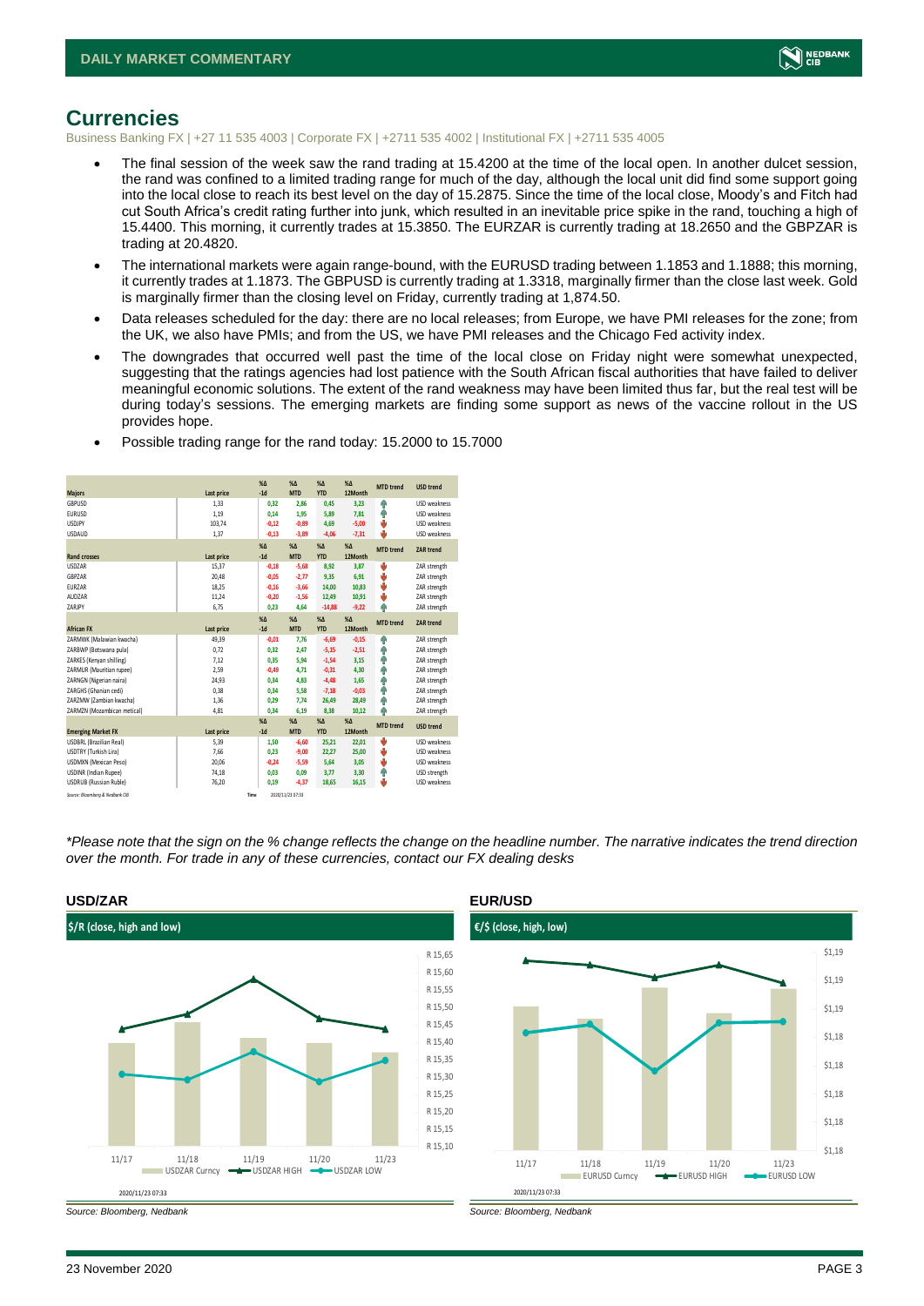# Currencies

Business Banking FX | +27 11 535 4003 | Corporate FX | +2711 535 4002 | Institutional FX | +2711 535 4005

- The final session of the week saw the rand trading at 15.4200 at the time of the local open. In another dulcet session, the rand was confined to a limited trading range for much of the day, although the local unit did find some support going into the local close to reach its best level on the day of 15.2875. Since the time of the local close, Moody's and Fitch had cut South Africa's credit rating further into junk, which resulted in an inevitable price spike in the rand, touching a high of 15.4400. This morning, it currently trades at 15.3850. The EURZAR is currently trading at 18.2650 and the GBPZAR is trading at 20.4820.
- The international markets were again range-bound, with the EURUSD trading between 1.1853 and 1.1888; this morning, it currently trades at 1.1873. The GBPUSD is currently trading at 1.3318, marginally firmer than the close last week. Gold is marginally firmer than the closing level on Friday, currently trading at 1,874.50.
- Data releases scheduled for the day: there are no local releases; from Europe, we have PMI releases for the zone; from the UK, we also have PMIs; and from the US, we have PMI releases and the Chicago Fed activity index.
- The downgrades that occurred well past the time of the local close on Friday night were somewhat unexpected, suggesting that the ratings agencies had lost patience with the South African fiscal authorities that have failed to deliver meaningful economic solutions. The extent of the rand weakness may have been limited thus far, but the real test will be during today's sessions. The emerging markets are finding some support as news of the vaccine rollout in the US provides hope.
- Possible trading range for the rand today: 15.2000 to 15.7000

| Majors | Last price | %Δ -1d | %Δ MTD | %Δ YTD | %Δ 12Month | MTD trend | USD trend |
|---|---|---|---|---|---|---|---|
| GBPUSD | 1,33 | 0,32 | 2,86 | 0,45 | 3,23 | ↑ | USD weakness |
| EURUSD | 1,19 | 0,14 | 1,95 | 5,89 | 7,81 | ↑ | USD weakness |
| USDJPY | 103,74 | -0,12 | -0,89 | 4,69 | -5,00 | ↓ | USD weakness |
| USDAUD | 1,37 | -0,13 | -3,89 | -4,06 | -7,31 | ↓ | USD weakness |
| **Rand crosses** | **Last price** | **%Δ -1d** | **%Δ MTD** | **%Δ YTD** | **%Δ 12Month** | **MTD trend** | **ZAR trend** |
| USDZAR | 15,37 | -0,18 | -5,68 | 8,92 | 3,87 | ↓ | ZAR strength |
| GBPZAR | 20,48 | -0,05 | -2,77 | 9,35 | 6,91 | ↓ | ZAR strength |
| EURZAR | 18,25 | -0,16 | -3,66 | 14,00 | 10,83 | ↓ | ZAR strength |
| AUDZAR | 11,24 | -0,20 | -1,56 | 12,49 | 10,91 | ↓ | ZAR strength |
| ZARJPY | 6,75 | 0,23 | 4,64 | -14,88 | -9,22 | ↑ | ZAR strength |
| **African FX** | **Last price** | **%Δ -1d** | **%Δ MTD** | **%Δ YTD** | **%Δ 12Month** | **MTD trend** | **ZAR trend** |
| ZARMWK (Malawian kwacha) | 49,39 | -0,01 | 7,76 | -6,69 | -0,15 | ↑ | ZAR strength |
| ZARBWP (Botswana pula) | 0,72 | 0,32 | 2,47 | -5,15 | -2,51 | ↑ | ZAR strength |
| ZARKES (Kenyan shilling) | 7,12 | 0,35 | 5,94 | -1,54 | 3,15 | ↑ | ZAR strength |
| ZARMUR (Mauritian rupee) | 2,59 | -0,49 | 4,71 | -0,31 | 4,30 | ↑ | ZAR strength |
| ZARNGN (Nigerian naira) | 24,93 | 0,34 | 4,83 | -4,48 | 1,65 | ↑ | ZAR strength |
| ZARGHS (Ghanian cedi) | 0,38 | 0,34 | 5,58 | -7,18 | -0,03 | ↑ | ZAR strength |
| ZARZMW (Zambian kwacha) | 1,36 | 0,29 | 7,74 | 26,49 | 28,49 | ↑ | ZAR strength |
| ZARMZN (Mozambican metical) | 4,81 | 0,34 | 6,19 | 8,38 | 10,12 | ↑ | ZAR strength |
| **Emerging Market FX** | **Last price** | **%Δ -1d** | **%Δ MTD** | **%Δ YTD** | **%Δ 12Month** | **MTD trend** | **USD trend** |
| USDBRL (Brazilian Real) | 5,39 | 1,50 | -6,60 | 25,21 | 22,01 | ↓ | USD weakness |
| USDTRY (Turkish Lira) | 7,66 | 0,23 | -9,00 | 22,27 | 25,00 | ↓ | USD weakness |
| USDMXN (Mexican Peso) | 20,06 | -0,24 | -5,59 | 5,64 | 3,05 | ↓ | USD weakness |
| USDINR (Indian Rupee) | 74,18 | 0,03 | 0,09 | 3,77 | 3,30 | ↑ | USD strength |
| USDRUB (Russian Ruble) | 76,20 | 0,19 | -4,37 | 18,65 | 16,15 | ↓ | USD weakness |

Source: Bloomberg & Nedbank CIB Time 2020/11/23 07:33

*\*Please note that the sign on the % change reflects the change on the headline number. The narrative indicates the trend direction over the month. For trade in any of these currencies, contact our FX dealing desks*

### USD/ZAR

$/R (close, high and low)

2020/11/23 07:33

*Source: Bloomberg, Nedbank*

### EUR/USD

€/$ (close, high, low)

2020/11/23 07:33

*Source: Bloomberg, Nedbank*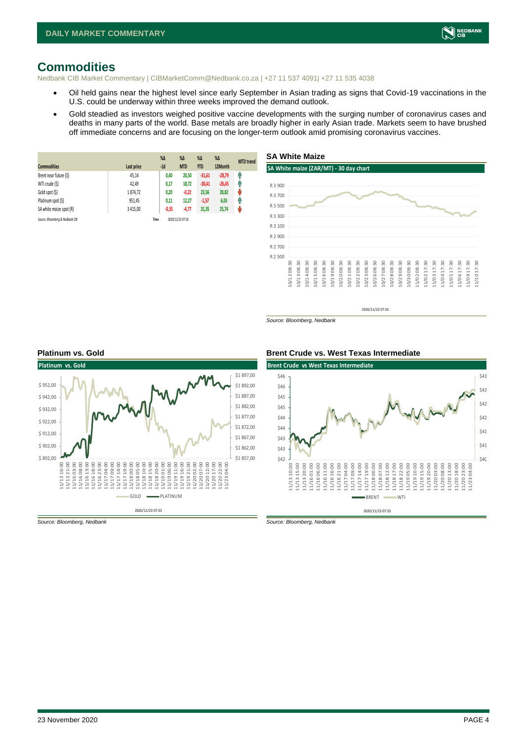# Commodities

Nedbank CIB Market Commentary | CIBMarketComm@Nedbank.co.za | +27 11 537 4091| +27 11 535 4038

- Oil held gains near the highest level since early September in Asian trading as signs that Covid-19 vaccinations in the U.S. could be underway within three weeks improved the demand outlook.
- Gold steadied as investors weighed positive vaccine developments with the surging number of coronavirus cases and deaths in many parts of the world. Base metals are broadly higher in early Asian trade. Markets seem to have brushed off immediate concerns and are focusing on the longer-term outlook amid promising coronavirus vaccines.

| Commodities | Last price | %Δ -1d | %Δ MTD | %Δ YTD | %Δ 12Month | MTD trend |
|---|---|---|---|---|---|---|
| Brent near future ($) | 45,14 | 0,40 | 20,50 | -31,61 | -28,79 | ↑ |
| WTI crude ($) | 42,49 | 0,17 | 18,72 | -30,41 | -26,45 | ↑ |
| Gold spot ($) | 1 874,72 | 0,20 | -0,22 | 23,56 | 28,82 | ↓ |
| Platinum spot ($) | 951,45 | 0,11 | 12,27 | -1,57 | 6,03 | ↑ |
| SA white maize spot (R) | 3 415,00 | -0,35 | -4,77 | 31,35 | 25,74 | ↓ |

*Source: Bloomberg & Nedbank CIB* Time 2020/11/23 07:33

## SA White Maize

*Source: Bloomberg, Nedbank*

## Platinum vs. Gold

*Source: Bloomberg, Nedbank*

## Brent Crude vs. West Texas Intermediate

*Source: Bloomberg, Nedbank*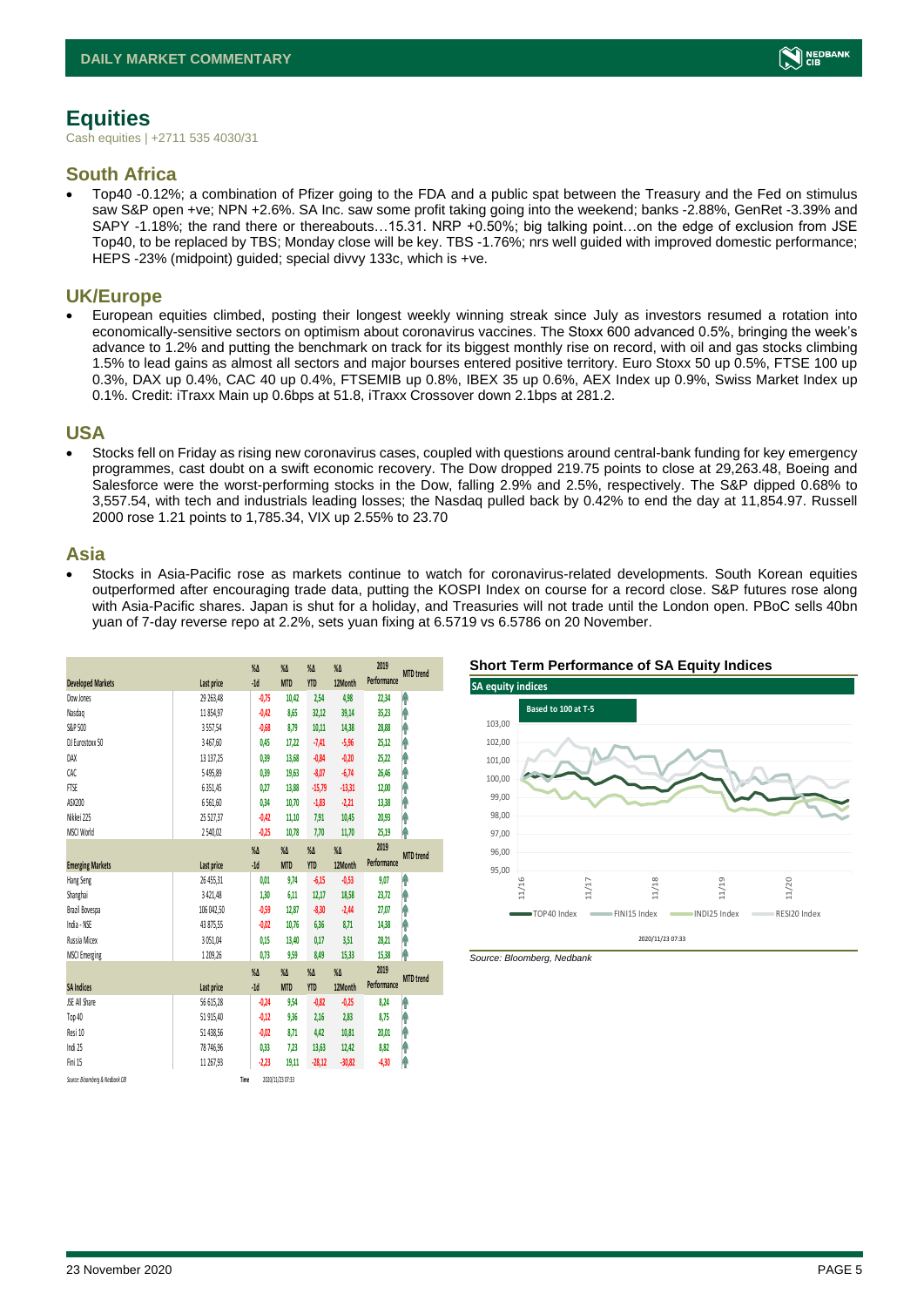# Equities

Cash equities | +2711 535 4030/31

## South Africa

- Top40 -0.12%; a combination of Pfizer going to the FDA and a public spat between the Treasury and the Fed on stimulus saw S&P open +ve; NPN +2.6%. SA Inc. saw some profit taking going into the weekend; banks -2.88%, GenRet -3.39% and SAPY -1.18%; the rand there or thereabouts…15.31. NRP +0.50%; big talking point…on the edge of exclusion from JSE Top40, to be replaced by TBS; Monday close will be key. TBS -1.76%; nrs well guided with improved domestic performance; HEPS -23% (midpoint) guided; special divvy 133c, which is +ve.

## UK/Europe

- European equities climbed, posting their longest weekly winning streak since July as investors resumed a rotation into economically-sensitive sectors on optimism about coronavirus vaccines. The Stoxx 600 advanced 0.5%, bringing the week's advance to 1.2% and putting the benchmark on track for its biggest monthly rise on record, with oil and gas stocks climbing 1.5% to lead gains as almost all sectors and major bourses entered positive territory. Euro Stoxx 50 up 0.5%, FTSE 100 up 0.3%, DAX up 0.4%, CAC 40 up 0.4%, FTSEMIB up 0.8%, IBEX 35 up 0.6%, AEX Index up 0.9%, Swiss Market Index up 0.1%. Credit: iTraxx Main up 0.6bps at 51.8, iTraxx Crossover down 2.1bps at 281.2.

## USA

- Stocks fell on Friday as rising new coronavirus cases, coupled with questions around central-bank funding for key emergency programmes, cast doubt on a swift economic recovery. The Dow dropped 219.75 points to close at 29,263.48, Boeing and Salesforce were the worst-performing stocks in the Dow, falling 2.9% and 2.5%, respectively. The S&P dipped 0.68% to 3,557.54, with tech and industrials leading losses; the Nasdaq pulled back by 0.42% to end the day at 11,854.97. Russell 2000 rose 1.21 points to 1,785.34, VIX up 2.55% to 23.70

## Asia

- Stocks in Asia-Pacific rose as markets continue to watch for coronavirus-related developments. South Korean equities outperformed after encouraging trade data, putting the KOSPI Index on course for a record close. S&P futures rose along with Asia-Pacific shares. Japan is shut for a holiday, and Treasuries will not trade until the London open. PBoC sells 40bn yuan of 7-day reverse repo at 2.2%, sets yuan fixing at 6.5719 vs 6.5786 on 20 November.

| Developed Markets | Last price | %Δ -1d | %Δ MTD | %Δ YTD | %Δ 12Month | 2019 Performance | MTD trend |
|---|---|---|---|---|---|---|---|
| Dow Jones | 29 263,48 | -0,75 | 10,42 | 2,54 | 4,98 | 22,34 | ↑ |
| Nasdaq | 11 854,97 | -0,42 | 8,65 | 32,12 | 39,14 | 35,23 | ↑ |
| S&P 500 | 3 557,54 | -0,68 | 8,79 | 10,11 | 14,38 | 28,88 | ↑ |
| DJ Eurostoxx 50 | 3 467,60 | 0,45 | 17,22 | -7,41 | -5,96 | 25,12 | ↑ |
| DAX | 13 137,25 | 0,39 | 13,68 | -0,84 | -0,20 | 25,22 | ↑ |
| CAC | 5 495,89 | 0,39 | 19,63 | -8,07 | -6,74 | 26,46 | ↑ |
| FTSE | 6 351,45 | 0,27 | 13,88 | -15,79 | -13,31 | 12,00 | ↑ |
| ASX200 | 6 561,60 | 0,34 | 10,70 | -1,83 | -2,21 | 13,38 | ↑ |
| Nikkei 225 | 25 527,37 | -0,42 | 11,10 | 7,91 | 10,45 | 20,93 | ↑ |
| MSCI World | 2 540,02 | -0,25 | 10,78 | 7,70 | 11,70 | 25,19 | ↑ |
| **Emerging Markets** | **Last price** | **%Δ -1d** | **%Δ MTD** | **%Δ YTD** | **%Δ 12Month** | **2019 Performance** | **MTD trend** |
| Hang Seng | 26 451,51 | 0,01 | 9,74 | -6,15 | -0,53 | 9,07 | ↑ |
| Shanghai | 3 421,48 | 1,30 | 6,11 | 12,17 | 18,58 | 23,72 | ↑ |
| Brazil Bovespa | 106 042,50 | -0,59 | 12,87 | -8,30 | -2,44 | 27,07 | ↑ |
| India - NSE | 43 875,55 | -0,02 | 10,76 | 6,36 | 8,71 | 14,38 | ↑ |
| Russia Micex | 3 051,04 | 0,15 | 13,40 | 0,17 | 3,51 | 28,21 | ↑ |
| MSCI Emerging | 1 209,26 | 0,73 | 9,59 | 8,49 | 15,33 | 15,38 | ↑ |
| **SA Indices** | **Last price** | **%Δ -1d** | **%Δ MTD** | **%Δ YTD** | **%Δ 12Month** | **2019 Performance** | **MTD trend** |
| JSE All Share | 56 615,28 | -0,24 | 9,54 | -0,82 | -0,25 | 8,24 | ↑ |
| Top 40 | 51 915,40 | -0,12 | 9,36 | 2,16 | 2,83 | 8,75 | ↑ |
| Resi 10 | 51 438,56 | -0,02 | 8,71 | 4,42 | 10,81 | 20,01 | ↑ |
| Indi 25 | 78 746,96 | 0,33 | 7,23 | 13,63 | 12,42 | 8,82 | ↑ |
| Fini 15 | 11 267,93 | -2,23 | 19,11 | -28,12 | -30,82 | -4,30 | ↑ |

Source: Bloomberg & Nedbank CIB    Time 2020/11/23 07:33

### Short Term Performance of SA Equity Indices

Source: Bloomberg, Nedbank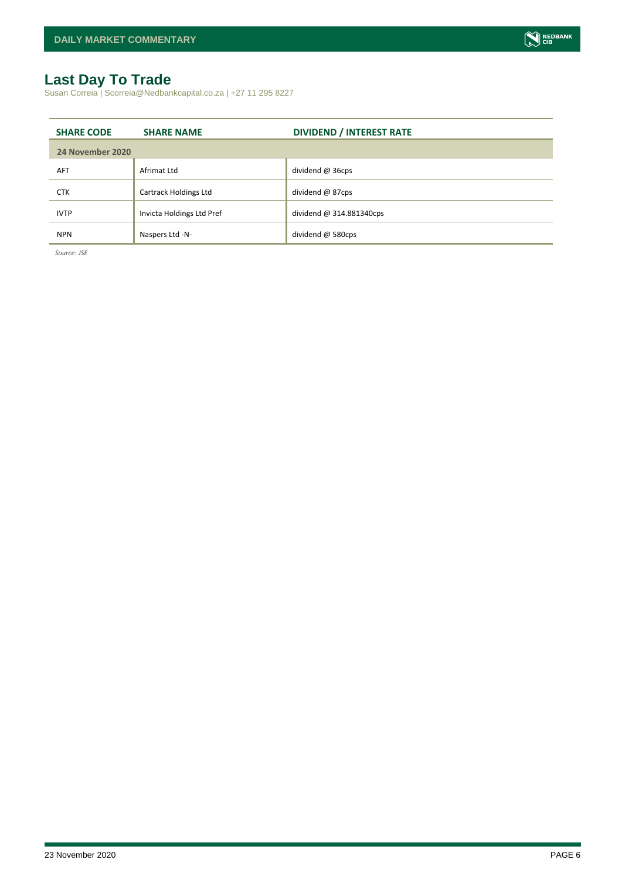# Last Day To Trade

Susan Correia | Scorreia@Nedbankcapital.co.za | +27 11 295 8227

| SHARE CODE | SHARE NAME | DIVIDEND / INTEREST RATE |
|---|---|---|
| **24 November 2020** | | |
| AFT | Afrimat Ltd | dividend @ 36cps |
| CTK | Cartrack Holdings Ltd | dividend @ 87cps |
| IVTP | Invicta Holdings Ltd Pref | dividend @ 314.881340cps |
| NPN | Naspers Ltd -N- | dividend @ 580cps |

*Source: JSE*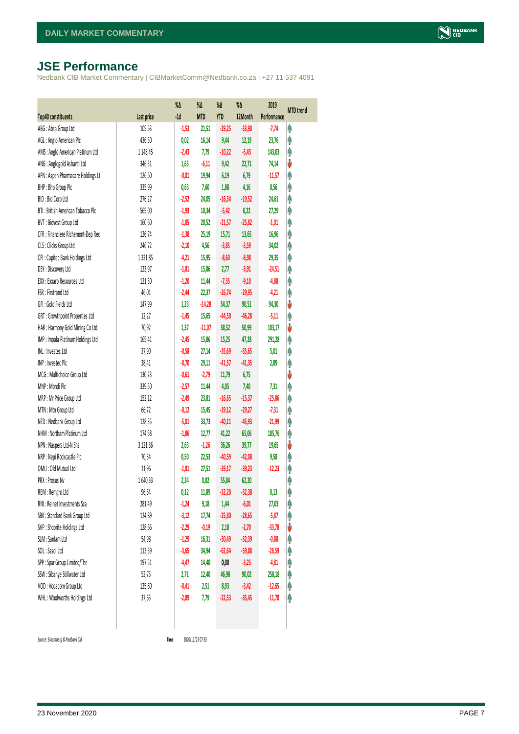# JSE Performance

Nedbank CIB Market Commentary | CIBMarketComm@Nedbank.co.za | +27 11 537 4091

| Top40 constituents | Last price | %Δ -1d | %Δ MTD | %Δ YTD | %Δ 12Month | 2019 Performance | MTD trend |
|---|---|---|---|---|---|---|---|
| ABG : Absa Group Ltd | 105,63 | -1,53 | 21,51 | -29,25 | -33,90 | -7,74 | ↑ |
| AGL : Anglo American Plc | 436,50 | 0,02 | 16,14 | 9,44 | 12,19 | 23,76 | ↑ |
| AMS : Anglo American Platinum Ltd | 1 148,45 | -2,43 | 7,79 | -10,22 | -5,43 | 143,03 | ↑ |
| ANG : Anglogold Ashanti Ltd | 346,31 | 1,65 | -6,11 | 9,42 | 22,71 | 74,14 | ↓ |
| APN : Aspen Pharmacare Holdings Lt | 126,60 | -0,01 | 19,94 | 6,19 | 6,79 | -11,57 | ↑ |
| BHP : Bhp Group Plc | 335,99 | 0,63 | 7,60 | 1,88 | 4,16 | 8,56 | ↑ |
| BID : Bid Corp Ltd | 276,27 | -2,52 | 24,05 | -16,34 | -19,52 | 24,61 | ↑ |
| BTI : British American Tobacco Plc | 565,00 | -1,93 | 10,34 | -5,42 | 0,22 | 27,29 | ↑ |
| BVT : Bidvest Group Ltd | 160,60 | -1,05 | 20,52 | -21,57 | -25,82 | -1,01 | ↑ |
| CFR : Financiere Richemont-Dep Rec | 126,74 | -1,38 | 25,19 | 15,71 | 13,65 | 16,96 | ↑ |
| CLS : Clicks Group Ltd | 246,72 | -2,10 | 4,56 | -3,85 | -3,59 | 34,02 | ↑ |
| CPI : Capitec Bank Holdings Ltd | 1 321,85 | -4,21 | 15,95 | -8,60 | -8,98 | 29,35 | ↑ |
| DSY : Discovery Ltd | 123,97 | -1,81 | 15,86 | 2,77 | -3,91 | -24,51 | ↑ |
| EXX : Exxaro Resources Ltd | 121,50 | -1,20 | 11,44 | -7,35 | -9,10 | -4,88 | ↑ |
| FSR : Firstrand Ltd | 46,01 | -2,44 | 22,37 | -26,74 | -29,95 | -4,21 | ↑ |
| GFI : Gold Fields Ltd | 147,99 | 1,23 | -14,28 | 54,37 | 90,51 | 94,30 | ↓ |
| GRT : Growthpoint Properties Ltd | 12,27 | -1,45 | 15,65 | -44,50 | -46,28 | -5,11 | ↑ |
| HAR : Harmony Gold Mining Co Ltd | 70,92 | 1,37 | -11,07 | 38,52 | 50,99 | 103,17 | ↓ |
| IMP : Impala Platinum Holdings Ltd | 165,41 | -2,45 | 15,86 | 15,25 | 47,28 | 291,28 | ↑ |
| INL : Investec Ltd | 37,90 | -0,58 | 27,14 | -35,69 | -35,65 | 5,01 | ↑ |
| INP : Investec Plc | 38,41 | -0,70 | 29,11 | -41,57 | -41,35 | 2,89 | ↑ |
| MCG : Multichoice Group Ltd | 130,23 | -0,61 | -2,79 | 11,79 | 6,75 | | ↓ |
| MNP : Mondi Plc | 339,50 | -2,57 | 11,44 | 4,05 | 7,40 | 7,31 | ↑ |
| MRP : Mr Price Group Ltd | 152,12 | -2,49 | 23,81 | -16,65 | -15,37 | -25,86 | ↑ |
| MTN : Mtn Group Ltd | 66,72 | -0,12 | 15,45 | -19,12 | -29,27 | -7,31 | ↑ |
| NED : Nedbank Group Ltd | 128,35 | -5,01 | 33,73 | -40,11 | -45,93 | -21,99 | ↑ |
| NHM : Northam Platinum Ltd | 174,58 | -1,86 | 12,77 | 41,22 | 65,06 | 185,76 | ↑ |
| NPN : Naspers Ltd-N Shs | 3 121,36 | 2,63 | -1,26 | 36,26 | 39,77 | 19,65 | ↓ |
| NRP : Nepi Rockcastle Plc | 70,54 | 0,50 | 22,53 | -40,59 | -42,08 | 9,58 | ↑ |
| OMU : Old Mutual Ltd | 11,96 | -1,81 | 27,51 | -39,17 | -39,23 | -12,23 | ↑ |
| PRX : Prosus Nv | 1 640,33 | 2,34 | 0,82 | 55,84 | 62,20 | | ↑ |
| REM : Remgro Ltd | 96,64 | 0,12 | 11,89 | -32,20 | -32,38 | 0,13 | ↑ |
| RNI : Reinet Investments Sca | 281,49 | -1,24 | 9,18 | 1,44 | -6,01 | 27,03 | ↑ |
| SBK : Standard Bank Group Ltd | 124,89 | -3,12 | 17,74 | -25,80 | -28,65 | -5,87 | ↑ |
| SHP : Shoprite Holdings Ltd | 128,66 | -2,29 | -0,19 | 2,18 | -2,70 | -33,78 | ↓ |
| SLM : Sanlam Ltd | 54,98 | -1,29 | 16,31 | -30,49 | -32,39 | -0,88 | ↑ |
| SOL : Sasol Ltd | 113,39 | -3,65 | 34,94 | -62,64 | -59,88 | -28,59 | ↑ |
| SPP : Spar Group Limited/The | 197,51 | -4,47 | 14,40 | 0,00 | -3,25 | -4,81 | ↑ |
| SSW : Sibanye Stillwater Ltd | 52,75 | 2,71 | 12,40 | 46,98 | 90,02 | 258,18 | ↑ |
| VOD : Vodacom Group Ltd | 125,60 | -0,41 | 2,51 | 8,93 | -3,42 | -12,65 | ↑ |
| WHL : Woolworths Holdings Ltd | 37,65 | -2,89 | 7,79 | -22,53 | -35,45 | -11,78 | ↑ |

*Source: Bloomberg & Nedbank CIB* Time 2020/11/23 07:33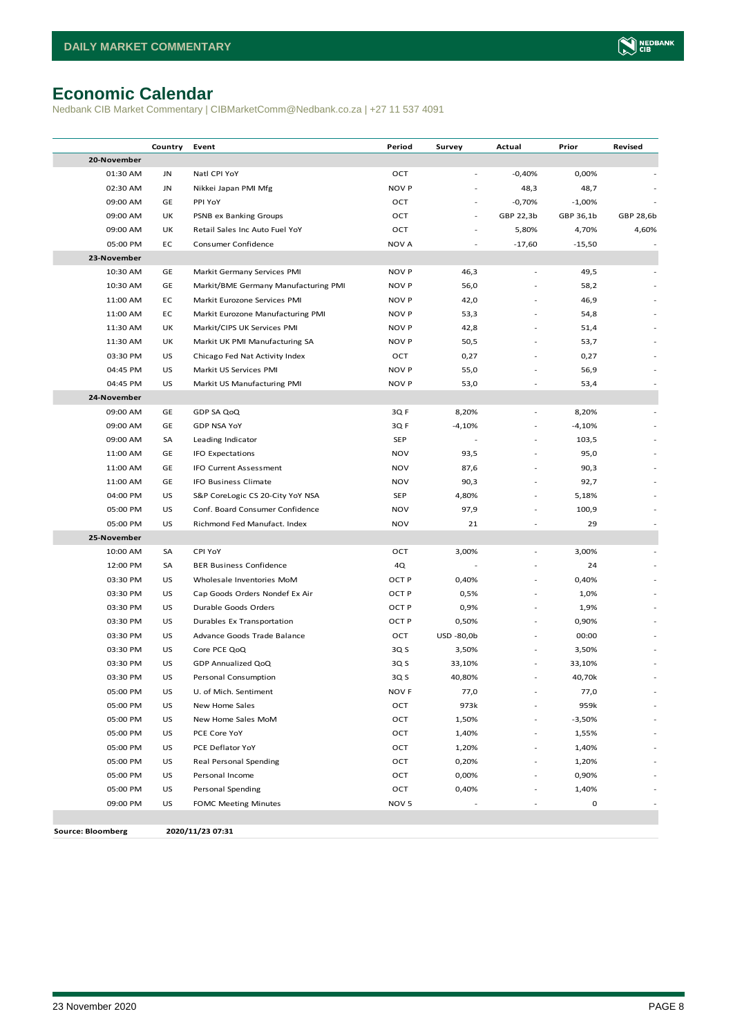# Economic Calendar

Nedbank CIB Market Commentary | CIBMarketComm@Nedbank.co.za | +27 11 537 4091

| | Country | Event | Period | Survey | Actual | Prior | Revised |
|---|---|---|---|---|---|---|---|
| **20-November** | | | | | | | |
| 01:30 AM | JN | Natl CPI YoY | OCT | - | -0,40% | 0,00% | - |
| 02:30 AM | JN | Nikkei Japan PMI Mfg | NOV P | - | 48,3 | 48,7 | - |
| 09:00 AM | GE | PPI YoY | OCT | - | -0,70% | -1,00% | - |
| 09:00 AM | UK | PSNB ex Banking Groups | OCT | - | GBP 22,3b | GBP 36,1b | GBP 28,6b |
| 09:00 AM | UK | Retail Sales Inc Auto Fuel YoY | OCT | - | 5,80% | 4,70% | 4,60% |
| 05:00 PM | EC | Consumer Confidence | NOV A | - | -17,60 | -15,50 | - |
| **23-November** | | | | | | | |
| 10:30 AM | GE | Markit Germany Services PMI | NOV P | 46,3 | - | 49,5 | - |
| 10:30 AM | GE | Markit/BME Germany Manufacturing PMI | NOV P | 56,0 | - | 58,2 | - |
| 11:00 AM | EC | Markit Eurozone Services PMI | NOV P | 42,0 | - | 46,9 | - |
| 11:00 AM | EC | Markit Eurozone Manufacturing PMI | NOV P | 53,3 | - | 54,8 | - |
| 11:30 AM | UK | Markit/CIPS UK Services PMI | NOV P | 42,8 | - | 51,4 | - |
| 11:30 AM | UK | Markit UK PMI Manufacturing SA | NOV P | 50,5 | - | 53,7 | - |
| 03:30 PM | US | Chicago Fed Nat Activity Index | OCT | 0,27 | - | 0,27 | - |
| 04:45 PM | US | Markit US Services PMI | NOV P | 55,0 | - | 56,9 | - |
| 04:45 PM | US | Markit US Manufacturing PMI | NOV P | 53,0 | - | 53,4 | - |
| **24-November** | | | | | | | |
| 09:00 AM | GE | GDP SA QoQ | 3Q F | 8,20% | - | 8,20% | - |
| 09:00 AM | GE | GDP NSA YoY | 3Q F | -4,10% | - | -4,10% | - |
| 09:00 AM | SA | Leading Indicator | SEP | - | - | 103,5 | - |
| 11:00 AM | GE | IFO Expectations | NOV | 93,5 | - | 95,0 | - |
| 11:00 AM | GE | IFO Current Assessment | NOV | 87,6 | - | 90,3 | - |
| 11:00 AM | GE | IFO Business Climate | NOV | 90,3 | - | 92,7 | - |
| 04:00 PM | US | S&P CoreLogic CS 20-City YoY NSA | SEP | 4,80% | - | 5,18% | - |
| 05:00 PM | US | Conf. Board Consumer Confidence | NOV | 97,9 | - | 100,9 | - |
| 05:00 PM | US | Richmond Fed Manufact. Index | NOV | 21 | - | 29 | - |
| **25-November** | | | | | | | |
| 10:00 AM | SA | CPI YoY | OCT | 3,00% | - | 3,00% | - |
| 12:00 PM | SA | BER Business Confidence | 4Q | - | - | 24 | - |
| 03:30 PM | US | Wholesale Inventories MoM | OCT P | 0,40% | - | 0,40% | - |
| 03:30 PM | US | Cap Goods Orders Nondef Ex Air | OCT P | 0,5% | - | 1,0% | - |
| 03:30 PM | US | Durable Goods Orders | OCT P | 0,9% | - | 1,9% | - |
| 03:30 PM | US | Durables Ex Transportation | OCT P | 0,50% | - | 0,90% | - |
| 03:30 PM | US | Advance Goods Trade Balance | OCT | USD -80,0b | - | 00:00 | - |
| 03:30 PM | US | Core PCE QoQ | 3Q S | 3,50% | - | 3,50% | - |
| 03:30 PM | US | GDP Annualized QoQ | 3Q S | 33,10% | - | 33,10% | - |
| 03:30 PM | US | Personal Consumption | 3Q S | 40,80% | - | 40,70k | - |
| 05:00 PM | US | U. of Mich. Sentiment | NOV F | 77,0 | - | 77,0 | - |
| 05:00 PM | US | New Home Sales | OCT | 973k | - | 959k | - |
| 05:00 PM | US | New Home Sales MoM | OCT | 1,50% | - | -3,50% | - |
| 05:00 PM | US | PCE Core YoY | OCT | 1,40% | - | 1,55% | - |
| 05:00 PM | US | PCE Deflator YoY | OCT | 1,20% | - | 1,40% | - |
| 05:00 PM | US | Real Personal Spending | OCT | 0,20% | - | 1,20% | - |
| 05:00 PM | US | Personal Income | OCT | 0,00% | - | 0,90% | - |
| 05:00 PM | US | Personal Spending | OCT | 0,40% | - | 1,40% | - |
| 09:00 PM | US | FOMC Meeting Minutes | NOV 5 | - | - | 0 | - |

**Source: Bloomberg** **2020/11/23 07:31**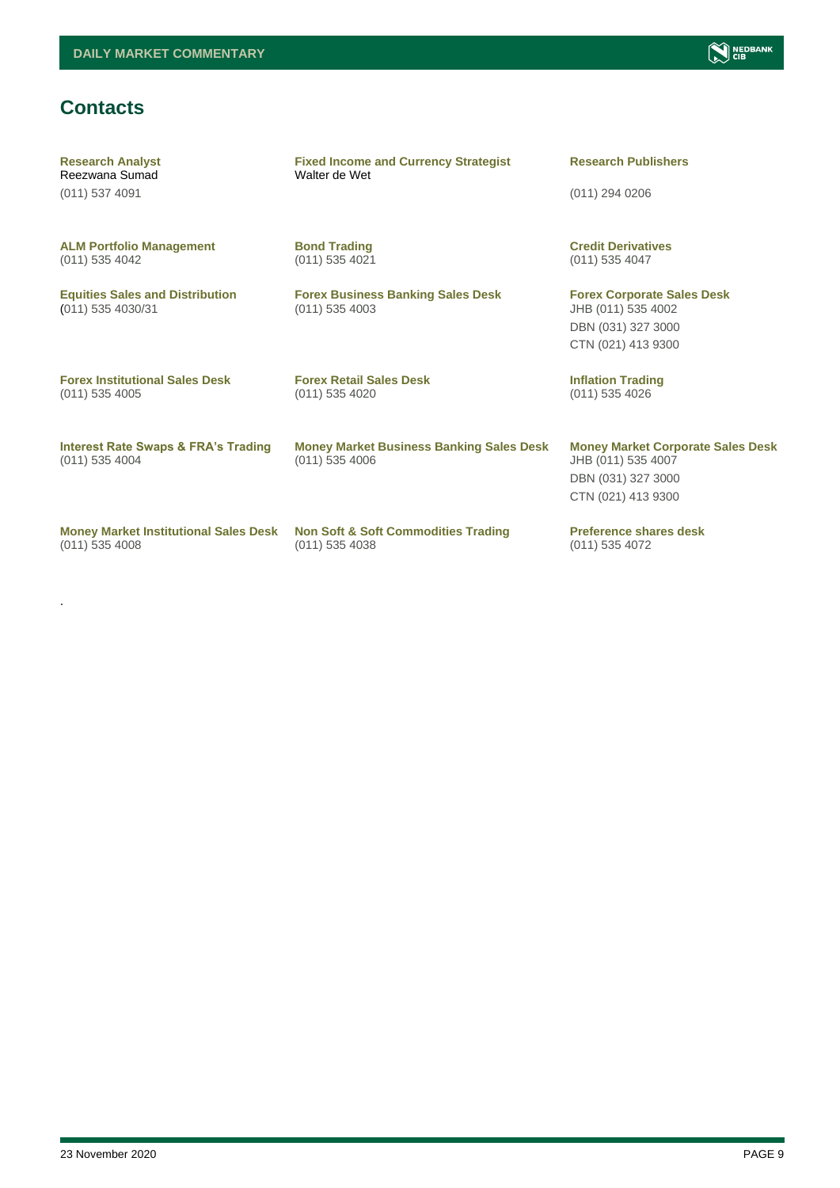## Contacts

**Research Analyst**
Reezwana Sumad
(011) 537 4091

**Fixed Income and Currency Strategist**
Walter de Wet

**Research Publishers**
(011) 294 0206

**ALM Portfolio Management**
(011) 535 4042

**Bond Trading**
(011) 535 4021

**Credit Derivatives**
(011) 535 4047

**Equities Sales and Distribution**
(011) 535 4030/31

**Forex Business Banking Sales Desk**
(011) 535 4003

**Forex Corporate Sales Desk**
JHB (011) 535 4002
DBN (031) 327 3000
CTN (021) 413 9300

**Forex Institutional Sales Desk**
(011) 535 4005

**Forex Retail Sales Desk**
(011) 535 4020

**Inflation Trading**
(011) 535 4026

**Interest Rate Swaps & FRA's Trading**
(011) 535 4004

**Money Market Business Banking Sales Desk**
(011) 535 4006

**Money Market Corporate Sales Desk**
JHB (011) 535 4007
DBN (031) 327 3000
CTN (021) 413 9300

**Money Market Institutional Sales Desk**
(011) 535 4008

**Non Soft & Soft Commodities Trading**
(011) 535 4038

**Preference shares desk**
(011) 535 4072

.